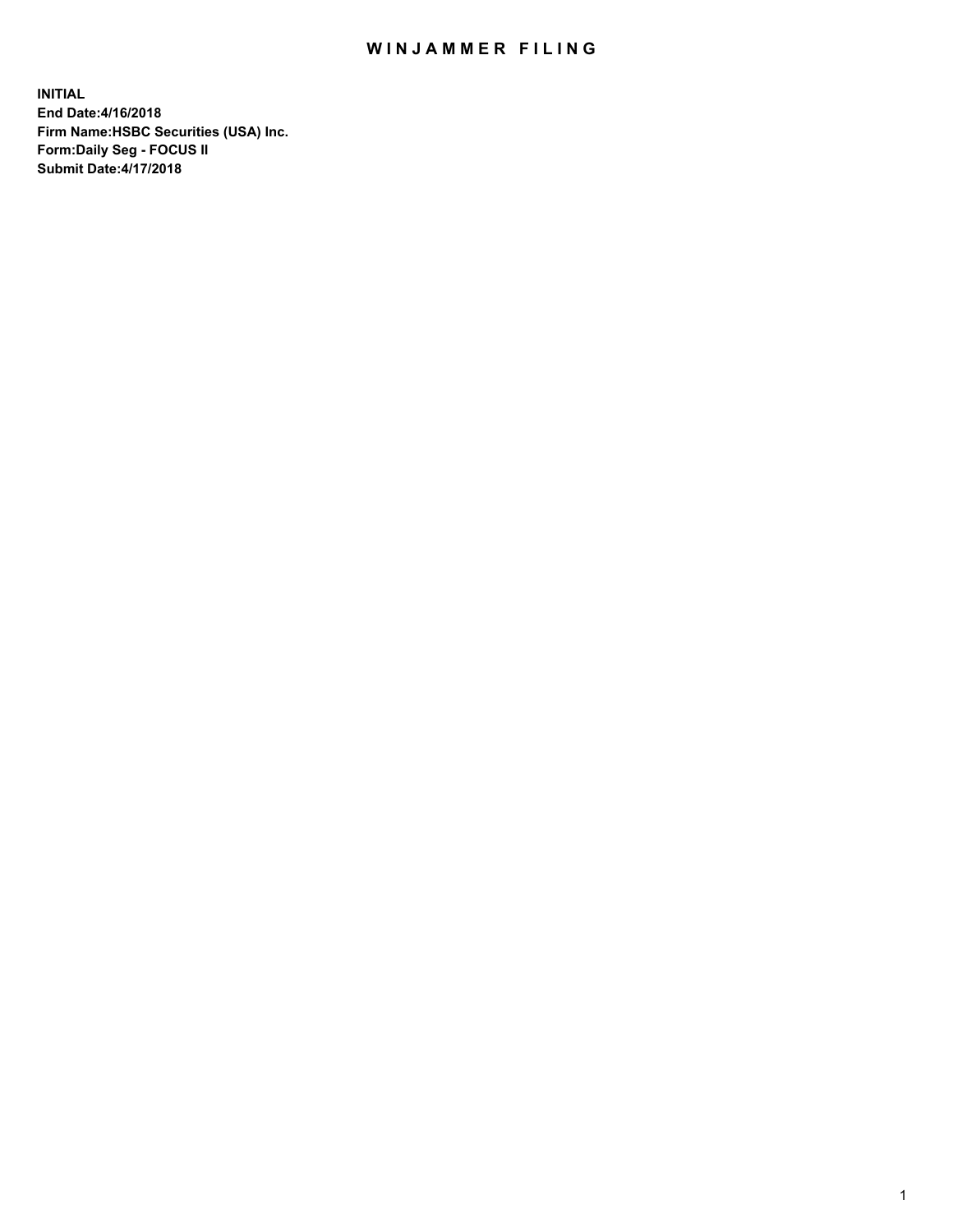# WINJAMMER FILING

**INITIAL**
**End Date:4/16/2018**
**Firm Name:HSBC Securities (USA) Inc.**
**Form:Daily Seg - FOCUS II**
**Submit Date:4/17/2018**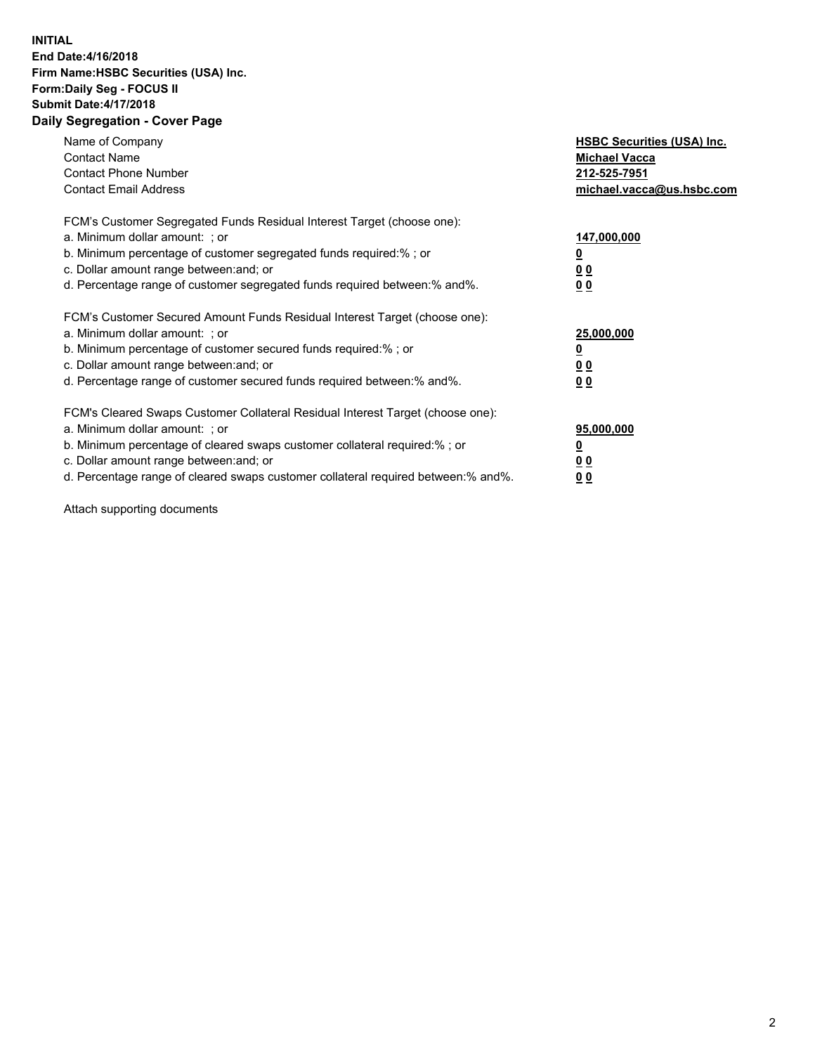**INITIAL**
**End Date:4/16/2018**
**Firm Name:HSBC Securities (USA) Inc.**
**Form:Daily Seg - FOCUS II**
**Submit Date:4/17/2018**

## Daily Segregation - Cover Page

| | |
|---|---|
| Name of Company | **HSBC Securities (USA) Inc.** |
| Contact Name | **Michael Vacca** |
| Contact Phone Number | **212-525-7951** |
| Contact Email Address | **michael.vacca@us.hsbc.com** |
| FCM's Customer Segregated Funds Residual Interest Target (choose one): | |
| a. Minimum dollar amount: ; or | **147,000,000** |
| b. Minimum percentage of customer segregated funds required:% ; or | **0** |
| c. Dollar amount range between:and; or | **0 0** |
| d. Percentage range of customer segregated funds required between:% and%. | **0 0** |
| FCM's Customer Secured Amount Funds Residual Interest Target (choose one): | |
| a. Minimum dollar amount: ; or | **25,000,000** |
| b. Minimum percentage of customer secured funds required:% ; or | **0** |
| c. Dollar amount range between:and; or | **0 0** |
| d. Percentage range of customer secured funds required between:% and%. | **0 0** |
| FCM's Cleared Swaps Customer Collateral Residual Interest Target (choose one): | |
| a. Minimum dollar amount: ; or | **95,000,000** |
| b. Minimum percentage of cleared swaps customer collateral required:% ; or | **0** |
| c. Dollar amount range between:and; or | **0 0** |
| d. Percentage range of cleared swaps customer collateral required between:% and%. | **0 0** |

Attach supporting documents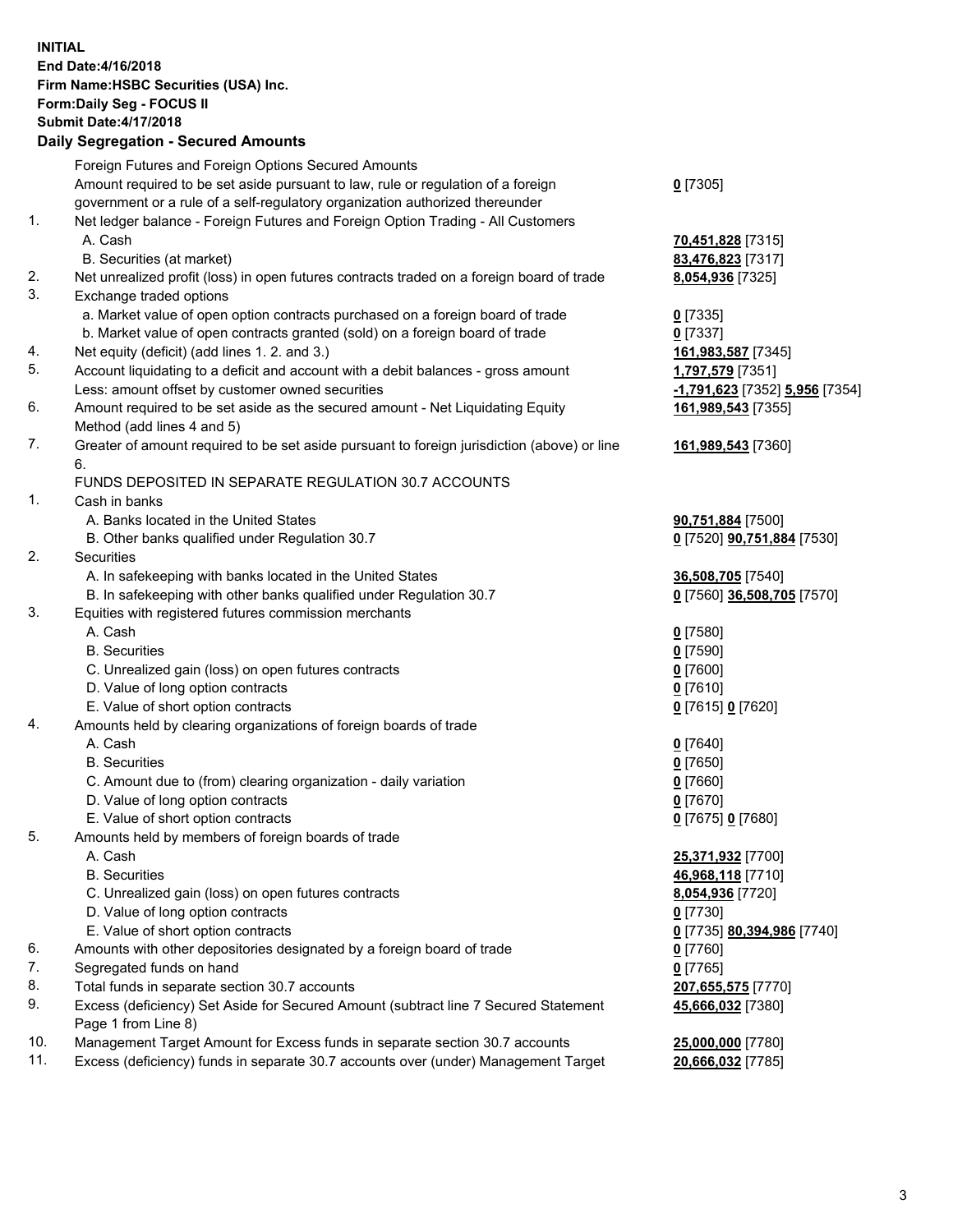**INITIAL**
**End Date:4/16/2018**
**Firm Name:HSBC Securities (USA) Inc.**
**Form:Daily Seg - FOCUS II**
**Submit Date:4/17/2018**

## Daily Segregation - Secured Amounts

| | | |
|---|---|---|
| | Foreign Futures and Foreign Options Secured Amounts | |
| | Amount required to be set aside pursuant to law, rule or regulation of a foreign government or a rule of a self-regulatory organization authorized thereunder | **0** [7305] |
| 1. | Net ledger balance - Foreign Futures and Foreign Option Trading - All Customers | |
| | A. Cash | **70,451,828** [7315] |
| | B. Securities (at market) | **83,476,823** [7317] |
| 2. | Net unrealized profit (loss) in open futures contracts traded on a foreign board of trade | **8,054,936** [7325] |
| 3. | Exchange traded options | |
| | a. Market value of open option contracts purchased on a foreign board of trade | **0** [7335] |
| | b. Market value of open contracts granted (sold) on a foreign board of trade | **0** [7337] |
| 4. | Net equity (deficit) (add lines 1. 2. and 3.) | **161,983,587** [7345] |
| 5. | Account liquidating to a deficit and account with a debit balances - gross amount | **1,797,579** [7351] |
| | Less: amount offset by customer owned securities | **-1,791,623** [7352] **5,956** [7354] |
| 6. | Amount required to be set aside as the secured amount - Net Liquidating Equity Method (add lines 4 and 5) | **161,989,543** [7355] |
| 7. | Greater of amount required to be set aside pursuant to foreign jurisdiction (above) or line 6. | **161,989,543** [7360] |
| | FUNDS DEPOSITED IN SEPARATE REGULATION 30.7 ACCOUNTS | |
| 1. | Cash in banks | |
| | A. Banks located in the United States | **90,751,884** [7500] |
| | B. Other banks qualified under Regulation 30.7 | **0** [7520] **90,751,884** [7530] |
| 2. | Securities | |
| | A. In safekeeping with banks located in the United States | **36,508,705** [7540] |
| | B. In safekeeping with other banks qualified under Regulation 30.7 | **0** [7560] **36,508,705** [7570] |
| 3. | Equities with registered futures commission merchants | |
| | A. Cash | **0** [7580] |
| | B. Securities | **0** [7590] |
| | C. Unrealized gain (loss) on open futures contracts | **0** [7600] |
| | D. Value of long option contracts | **0** [7610] |
| | E. Value of short option contracts | **0** [7615] **0** [7620] |
| 4. | Amounts held by clearing organizations of foreign boards of trade | |
| | A. Cash | **0** [7640] |
| | B. Securities | **0** [7650] |
| | C. Amount due to (from) clearing organization - daily variation | **0** [7660] |
| | D. Value of long option contracts | **0** [7670] |
| | E. Value of short option contracts | **0** [7675] **0** [7680] |
| 5. | Amounts held by members of foreign boards of trade | |
| | A. Cash | **25,371,932** [7700] |
| | B. Securities | **46,968,118** [7710] |
| | C. Unrealized gain (loss) on open futures contracts | **8,054,936** [7720] |
| | D. Value of long option contracts | **0** [7730] |
| | E. Value of short option contracts | **0** [7735] **80,394,986** [7740] |
| 6. | Amounts with other depositories designated by a foreign board of trade | **0** [7760] |
| 7. | Segregated funds on hand | **0** [7765] |
| 8. | Total funds in separate section 30.7 accounts | **207,655,575** [7770] |
| 9. | Excess (deficiency) Set Aside for Secured Amount (subtract line 7 Secured Statement Page 1 from Line 8) | **45,666,032** [7380] |
| 10. | Management Target Amount for Excess funds in separate section 30.7 accounts | **25,000,000** [7780] |
| 11. | Excess (deficiency) funds in separate 30.7 accounts over (under) Management Target | **20,666,032** [7785] |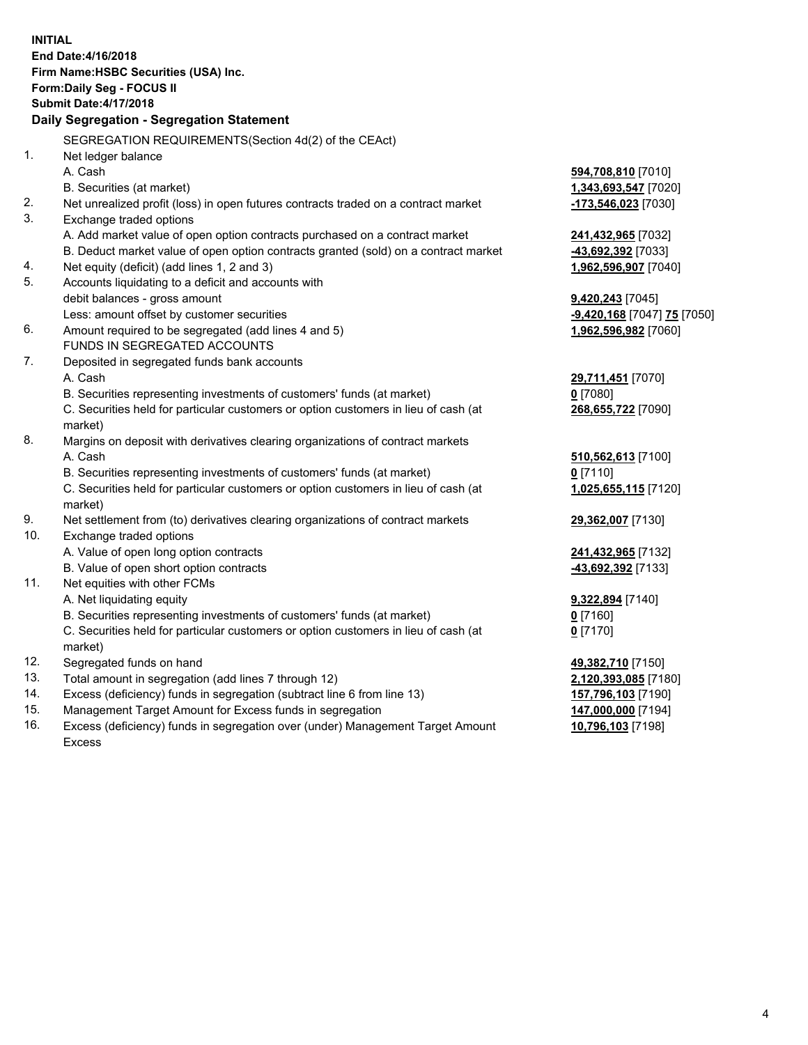**INITIAL**
**End Date:4/16/2018**
**Firm Name:HSBC Securities (USA) Inc.**
**Form:Daily Seg - FOCUS II**
**Submit Date:4/17/2018**

**Daily Segregation - Segregation Statement**

SEGREGATION REQUIREMENTS(Section 4d(2) of the CEAct)

| | | |
|---|---|---|
| 1. | Net ledger balance | |
| | A. Cash | **594,708,810** [7010] |
| | B. Securities (at market) | **1,343,693,547** [7020] |
| 2. | Net unrealized profit (loss) in open futures contracts traded on a contract market | **-173,546,023** [7030] |
| 3. | Exchange traded options | |
| | A. Add market value of open option contracts purchased on a contract market | **241,432,965** [7032] |
| | B. Deduct market value of open option contracts granted (sold) on a contract market | **-43,692,392** [7033] |
| 4. | Net equity (deficit) (add lines 1, 2 and 3) | **1,962,596,907** [7040] |
| 5. | Accounts liquidating to a deficit and accounts with debit balances - gross amount | **9,420,243** [7045] |
| | Less: amount offset by customer securities | **-9,420,168** [7047] **75** [7050] |
| 6. | Amount required to be segregated (add lines 4 and 5) | **1,962,596,982** [7060] |
| | FUNDS IN SEGREGATED ACCOUNTS | |
| 7. | Deposited in segregated funds bank accounts | |
| | A. Cash | **29,711,451** [7070] |
| | B. Securities representing investments of customers' funds (at market) | **0** [7080] |
| | C. Securities held for particular customers or option customers in lieu of cash (at market) | **268,655,722** [7090] |
| 8. | Margins on deposit with derivatives clearing organizations of contract markets | |
| | A. Cash | **510,562,613** [7100] |
| | B. Securities representing investments of customers' funds (at market) | **0** [7110] |
| | C. Securities held for particular customers or option customers in lieu of cash (at market) | **1,025,655,115** [7120] |
| 9. | Net settlement from (to) derivatives clearing organizations of contract markets | **29,362,007** [7130] |
| 10. | Exchange traded options | |
| | A. Value of open long option contracts | **241,432,965** [7132] |
| | B. Value of open short option contracts | **-43,692,392** [7133] |
| 11. | Net equities with other FCMs | |
| | A. Net liquidating equity | **9,322,894** [7140] |
| | B. Securities representing investments of customers' funds (at market) | **0** [7160] |
| | C. Securities held for particular customers or option customers in lieu of cash (at market) | **0** [7170] |
| 12. | Segregated funds on hand | **49,382,710** [7150] |
| 13. | Total amount in segregation (add lines 7 through 12) | **2,120,393,085** [7180] |
| 14. | Excess (deficiency) funds in segregation (subtract line 6 from line 13) | **157,796,103** [7190] |
| 15. | Management Target Amount for Excess funds in segregation | **147,000,000** [7194] |
| 16. | Excess (deficiency) funds in segregation over (under) Management Target Amount Excess | **10,796,103** [7198] |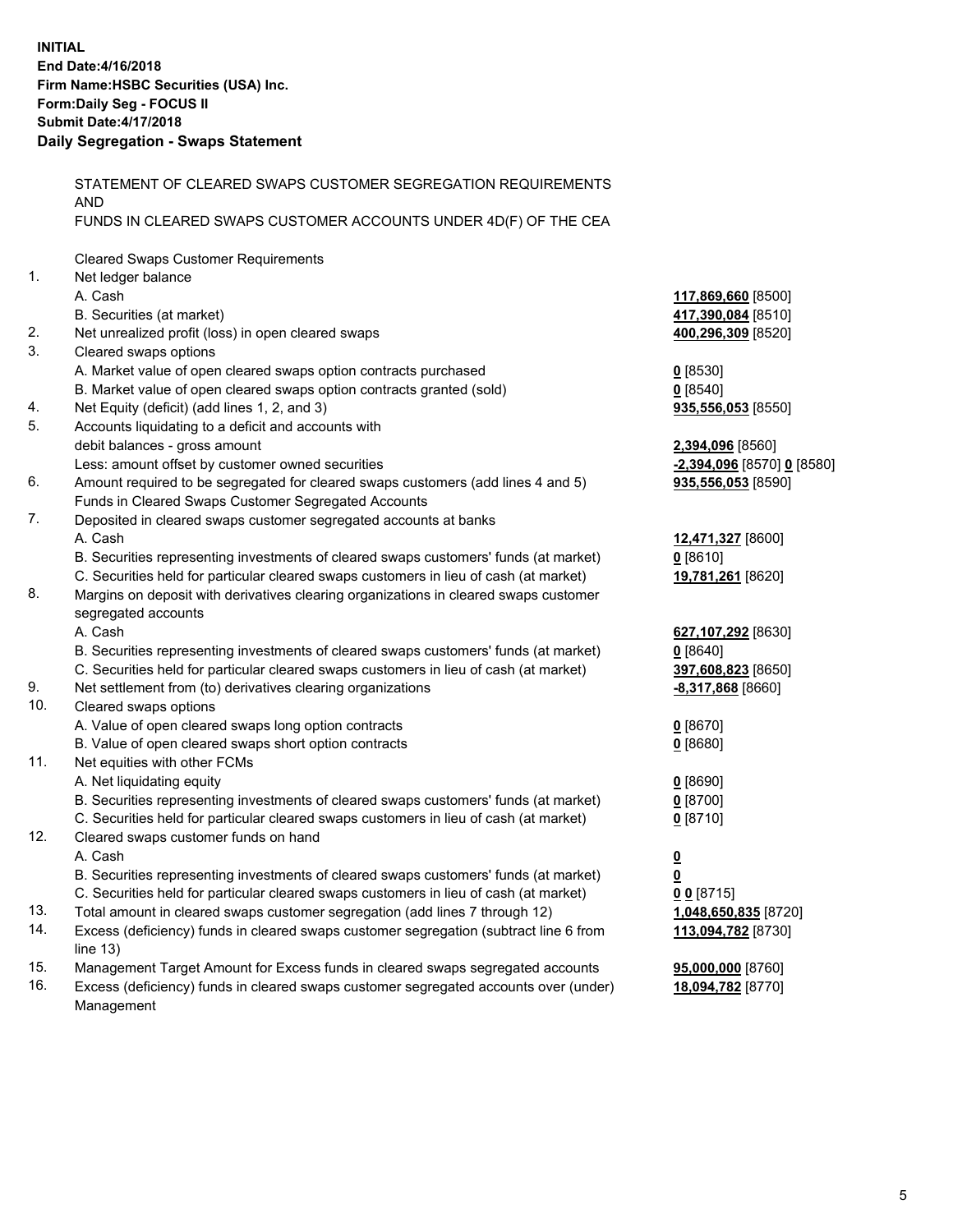**INITIAL**
**End Date:4/16/2018**
**Firm Name:HSBC Securities (USA) Inc.**
**Form:Daily Seg - FOCUS II**
**Submit Date:4/17/2018**
**Daily Segregation - Swaps Statement**

STATEMENT OF CLEARED SWAPS CUSTOMER SEGREGATION REQUIREMENTS AND FUNDS IN CLEARED SWAPS CUSTOMER ACCOUNTS UNDER 4D(F) OF THE CEA

| | | |
|---|---|---|
| | Cleared Swaps Customer Requirements | |
| 1. | Net ledger balance | |
| | A. Cash | **117,869,660** [8500] |
| | B. Securities (at market) | **417,390,084** [8510] |
| 2. | Net unrealized profit (loss) in open cleared swaps | **400,296,309** [8520] |
| 3. | Cleared swaps options | |
| | A. Market value of open cleared swaps option contracts purchased | **0** [8530] |
| | B. Market value of open cleared swaps option contracts granted (sold) | **0** [8540] |
| 4. | Net Equity (deficit) (add lines 1, 2, and 3) | **935,556,053** [8550] |
| 5. | Accounts liquidating to a deficit and accounts with | |
| | debit balances - gross amount | **2,394,096** [8560] |
| | Less: amount offset by customer owned securities | **-2,394,096** [8570] **0** [8580] |
| 6. | Amount required to be segregated for cleared swaps customers (add lines 4 and 5) | **935,556,053** [8590] |
| | Funds in Cleared Swaps Customer Segregated Accounts | |
| 7. | Deposited in cleared swaps customer segregated accounts at banks | |
| | A. Cash | **12,471,327** [8600] |
| | B. Securities representing investments of cleared swaps customers' funds (at market) | **0** [8610] |
| | C. Securities held for particular cleared swaps customers in lieu of cash (at market) | **19,781,261** [8620] |
| 8. | Margins on deposit with derivatives clearing organizations in cleared swaps customer segregated accounts | |
| | A. Cash | **627,107,292** [8630] |
| | B. Securities representing investments of cleared swaps customers' funds (at market) | **0** [8640] |
| | C. Securities held for particular cleared swaps customers in lieu of cash (at market) | **397,608,823** [8650] |
| 9. | Net settlement from (to) derivatives clearing organizations | **-8,317,868** [8660] |
| 10. | Cleared swaps options | |
| | A. Value of open cleared swaps long option contracts | **0** [8670] |
| | B. Value of open cleared swaps short option contracts | **0** [8680] |
| 11. | Net equities with other FCMs | |
| | A. Net liquidating equity | **0** [8690] |
| | B. Securities representing investments of cleared swaps customers' funds (at market) | **0** [8700] |
| | C. Securities held for particular cleared swaps customers in lieu of cash (at market) | **0** [8710] |
| 12. | Cleared swaps customer funds on hand | |
| | A. Cash | **0** |
| | B. Securities representing investments of cleared swaps customers' funds (at market) | **0** |
| | C. Securities held for particular cleared swaps customers in lieu of cash (at market) | **0** **0** [8715] |
| 13. | Total amount in cleared swaps customer segregation (add lines 7 through 12) | **1,048,650,835** [8720] |
| 14. | Excess (deficiency) funds in cleared swaps customer segregation (subtract line 6 from line 13) | **113,094,782** [8730] |
| 15. | Management Target Amount for Excess funds in cleared swaps segregated accounts | **95,000,000** [8760] |
| 16. | Excess (deficiency) funds in cleared swaps customer segregated accounts over (under) Management | **18,094,782** [8770] |